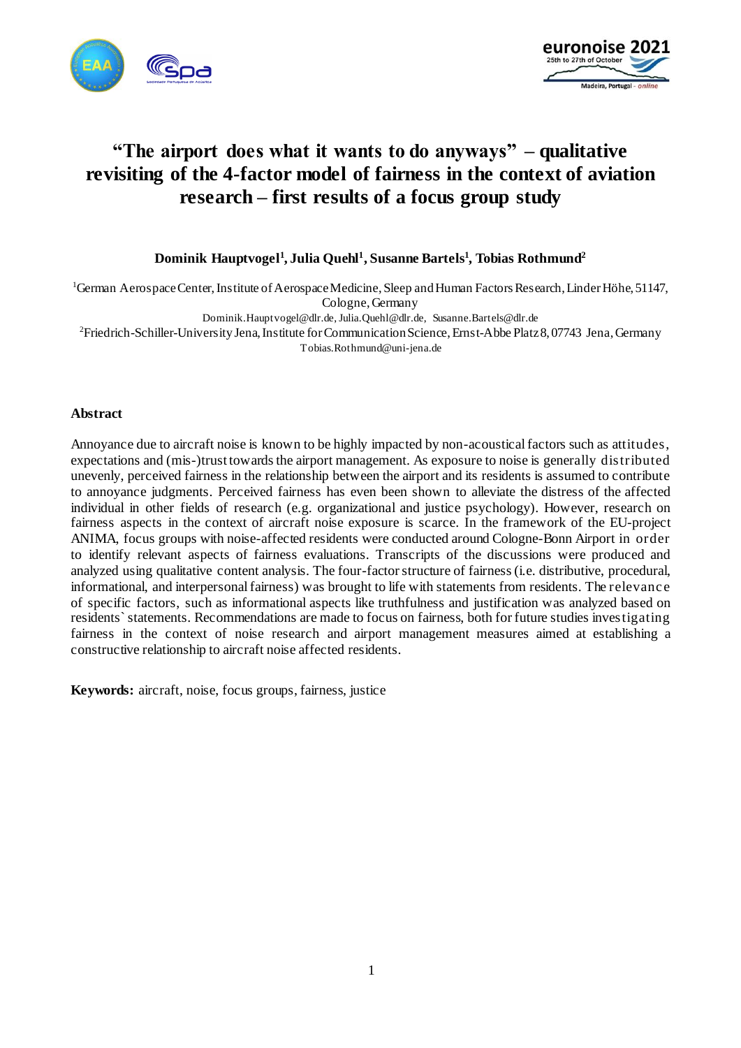# "The airport does what it wants to do anyways" – qualitative revisiting of the 4-factor model of fairness in the context of aviation research – first results of a focus group study

**Dominik Hauptvogel[1], Julia Quehl[1], Susanne Bartels[1], Tobias Rothmund[2]**

[1]German Aerospace Center, Institute of Aerospace Medicine, Sleep and Human Factors Research, Linder Höhe, 51147, Cologne, Germany
Dominik.Hauptvogel@dlr.de, Julia.Quehl@dlr.de, Susanne.Bartels@dlr.de
[2]Friedrich-Schiller-University Jena, Institute for Communication Science, Ernst-Abbe Platz 8, 07743 Jena, Germany
Tobias.Rothmund@uni-jena.de

### Abstract

Annoyance due to aircraft noise is known to be highly impacted by non-acoustical factors such as attitudes, expectations and (mis-)trust towards the airport management. As exposure to noise is generally distributed unevenly, perceived fairness in the relationship between the airport and its residents is assumed to contribute to annoyance judgments. Perceived fairness has even been shown to alleviate the distress of the affected individual in other fields of research (e.g. organizational and justice psychology). However, research on fairness aspects in the context of aircraft noise exposure is scarce. In the framework of the EU-project ANIMA, focus groups with noise-affected residents were conducted around Cologne-Bonn Airport in order to identify relevant aspects of fairness evaluations. Transcripts of the discussions were produced and analyzed using qualitative content analysis. The four-factor structure of fairness (i.e. distributive, procedural, informational, and interpersonal fairness) was brought to life with statements from residents. The relevance of specific factors, such as informational aspects like truthfulness and justification was analyzed based on residents` statements. Recommendations are made to focus on fairness, both for future studies investigating fairness in the context of noise research and airport management measures aimed at establishing a constructive relationship to aircraft noise affected residents.

**Keywords:** aircraft, noise, focus groups, fairness, justice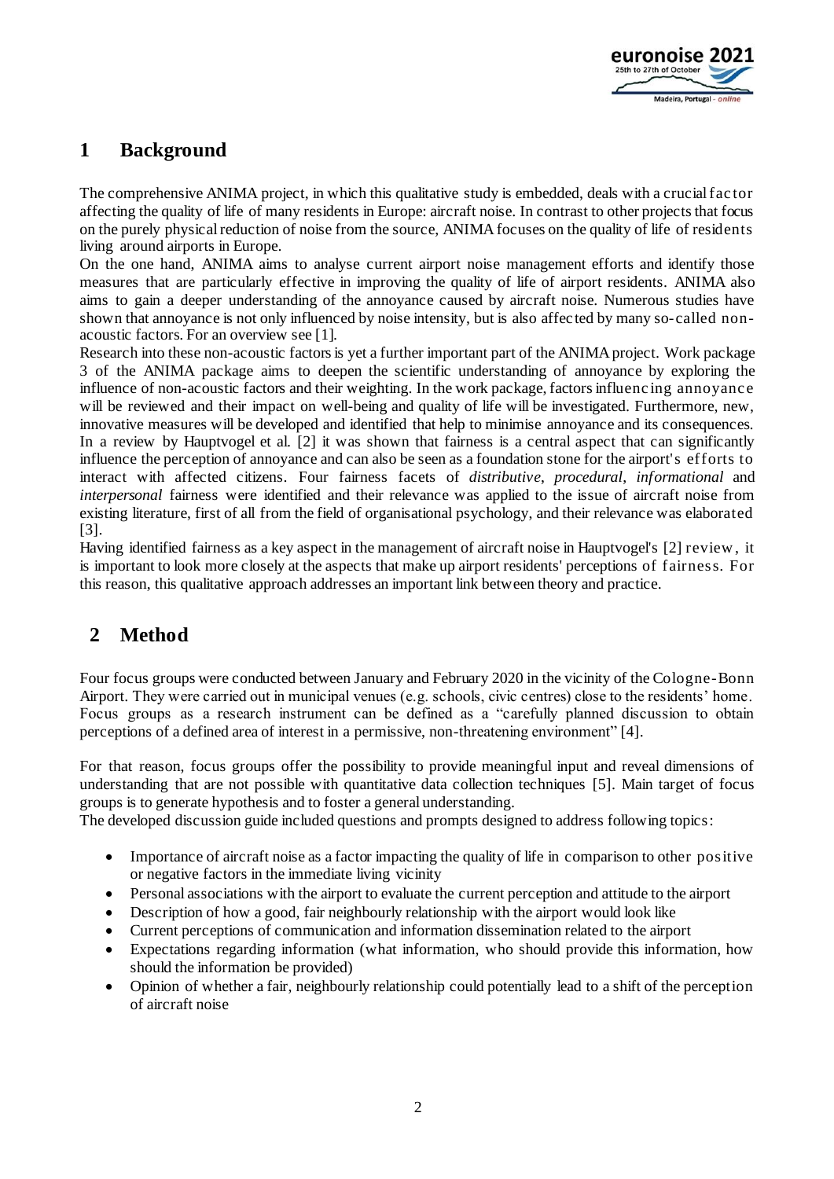# 1 Background

The comprehensive ANIMA project, in which this qualitative study is embedded, deals with a crucial factor affecting the quality of life of many residents in Europe: aircraft noise. In contrast to other projects that focus on the purely physical reduction of noise from the source, ANIMA focuses on the quality of life of residents living around airports in Europe.

On the one hand, ANIMA aims to analyse current airport noise management efforts and identify those measures that are particularly effective in improving the quality of life of airport residents. ANIMA also aims to gain a deeper understanding of the annoyance caused by aircraft noise. Numerous studies have shown that annoyance is not only influenced by noise intensity, but is also affected by many so-called non-acoustic factors. For an overview see [1].

Research into these non-acoustic factors is yet a further important part of the ANIMA project. Work package 3 of the ANIMA package aims to deepen the scientific understanding of annoyance by exploring the influence of non-acoustic factors and their weighting. In the work package, factors influencing annoyance will be reviewed and their impact on well-being and quality of life will be investigated. Furthermore, new, innovative measures will be developed and identified that help to minimise annoyance and its consequences. In a review by Hauptvogel et al. [2] it was shown that fairness is a central aspect that can significantly influence the perception of annoyance and can also be seen as a foundation stone for the airport's efforts to interact with affected citizens. Four fairness facets of *distributive*, *procedural*, *informational* and *interpersonal* fairness were identified and their relevance was applied to the issue of aircraft noise from existing literature, first of all from the field of organisational psychology, and their relevance was elaborated [3].

Having identified fairness as a key aspect in the management of aircraft noise in Hauptvogel's [2] review, it is important to look more closely at the aspects that make up airport residents' perceptions of fairness. For this reason, this qualitative approach addresses an important link between theory and practice.

# 2 Method

Four focus groups were conducted between January and February 2020 in the vicinity of the Cologne-Bonn Airport. They were carried out in municipal venues (e.g. schools, civic centres) close to the residents' home. Focus groups as a research instrument can be defined as a "carefully planned discussion to obtain perceptions of a defined area of interest in a permissive, non-threatening environment" [4].

For that reason, focus groups offer the possibility to provide meaningful input and reveal dimensions of understanding that are not possible with quantitative data collection techniques [5]. Main target of focus groups is to generate hypothesis and to foster a general understanding.

The developed discussion guide included questions and prompts designed to address following topics:

- Importance of aircraft noise as a factor impacting the quality of life in comparison to other positive or negative factors in the immediate living vicinity
- Personal associations with the airport to evaluate the current perception and attitude to the airport
- Description of how a good, fair neighbourly relationship with the airport would look like
- Current perceptions of communication and information dissemination related to the airport
- Expectations regarding information (what information, who should provide this information, how should the information be provided)
- Opinion of whether a fair, neighbourly relationship could potentially lead to a shift of the perception of aircraft noise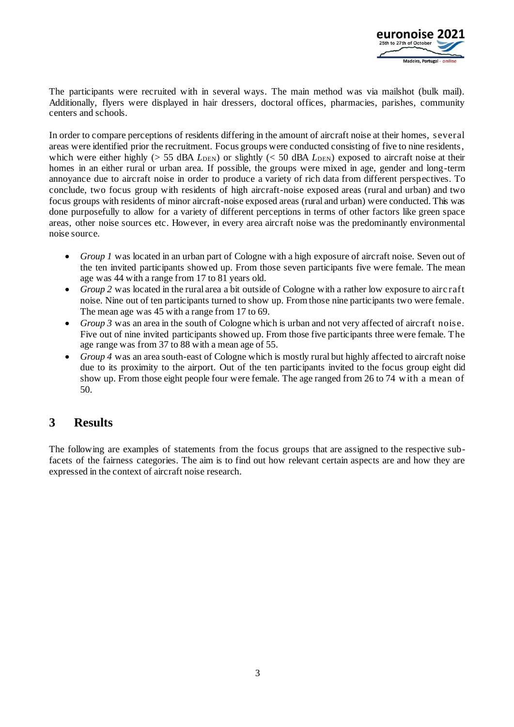The participants were recruited with in several ways. The main method was via mailshot (bulk mail). Additionally, flyers were displayed in hair dressers, doctoral offices, pharmacies, parishes, community centers and schools.

In order to compare perceptions of residents differing in the amount of aircraft noise at their homes, several areas were identified prior the recruitment. Focus groups were conducted consisting of five to nine residents, which were either highly (> 55 dBA $L_{DEN}$) or slightly (< 50 dBA $L_{DEN}$) exposed to aircraft noise at their homes in an either rural or urban area. If possible, the groups were mixed in age, gender and long-term annoyance due to aircraft noise in order to produce a variety of rich data from different perspectives. To conclude, two focus group with residents of high aircraft-noise exposed areas (rural and urban) and two focus groups with residents of minor aircraft-noise exposed areas (rural and urban) were conducted. This was done purposefully to allow for a variety of different perceptions in terms of other factors like green space areas, other noise sources etc. However, in every area aircraft noise was the predominantly environmental noise source.

- *Group 1* was located in an urban part of Cologne with a high exposure of aircraft noise. Seven out of the ten invited participants showed up. From those seven participants five were female. The mean age was 44 with a range from 17 to 81 years old.
- *Group 2* was located in the rural area a bit outside of Cologne with a rather low exposure to aircraft noise. Nine out of ten participants turned to show up. From those nine participants two were female. The mean age was 45 with a range from 17 to 69.
- *Group 3* was an area in the south of Cologne which is urban and not very affected of aircraft noise. Five out of nine invited participants showed up. From those five participants three were female. The age range was from 37 to 88 with a mean age of 55.
- *Group 4* was an area south-east of Cologne which is mostly rural but highly affected to aircraft noise due to its proximity to the airport. Out of the ten participants invited to the focus group eight did show up. From those eight people four were female. The age ranged from 26 to 74 with a mean of 50.

# 3 Results

The following are examples of statements from the focus groups that are assigned to the respective sub-facets of the fairness categories. The aim is to find out how relevant certain aspects are and how they are expressed in the context of aircraft noise research.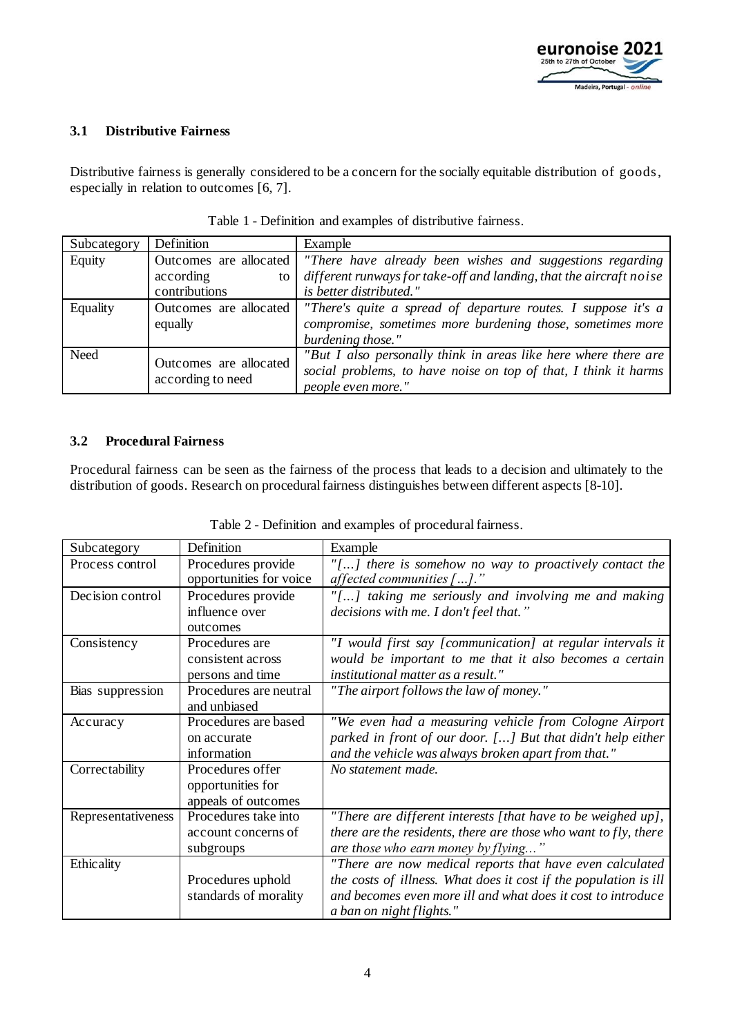### 3.1 Distributive Fairness

Distributive fairness is generally considered to be a concern for the socially equitable distribution of goods, especially in relation to outcomes [6, 7].

Table 1 - Definition and examples of distributive fairness.

| Subcategory | Definition | Example |
|---|---|---|
| Equity | Outcomes are allocated according to contributions | *"There have already been wishes and suggestions regarding different runways for take-off and landing, that the aircraft noise is better distributed."* |
| Equality | Outcomes are allocated equally | *"There's quite a spread of departure routes. I suppose it's a compromise, sometimes more burdening those, sometimes more burdening those."* |
| Need | Outcomes are allocated according to need | *"But I also personally think in areas like here where there are social problems, to have noise on top of that, I think it harms people even more."* |

### 3.2 Procedural Fairness

Procedural fairness can be seen as the fairness of the process that leads to a decision and ultimately to the distribution of goods. Research on procedural fairness distinguishes between different aspects [8-10].

Table 2 - Definition and examples of procedural fairness.

| Subcategory | Definition | Example |
|---|---|---|
| Process control | Procedures provide opportunities for voice | *"[...] there is somehow no way to proactively contact the affected communities [...]."* |
| Decision control | Procedures provide influence over outcomes | *"[...] taking me seriously and involving me and making decisions with me. I don't feel that."* |
| Consistency | Procedures are consistent across persons and time | *"I would first say [communication] at regular intervals it would be important to me that it also becomes a certain institutional matter as a result."* |
| Bias suppression | Procedures are neutral and unbiased | *"The airport follows the law of money."* |
| Accuracy | Procedures are based on accurate information | *"We even had a measuring vehicle from Cologne Airport parked in front of our door. [...] But that didn't help either and the vehicle was always broken apart from that."* |
| Correctability | Procedures offer opportunities for appeals of outcomes | *No statement made.* |
| Representativeness | Procedures take into account concerns of subgroups | *"There are different interests [that have to be weighed up], there are the residents, there are those who want to fly, there are those who earn money by flying..."* |
| Ethicality | Procedures uphold standards of morality | *"There are now medical reports that have even calculated the costs of illness. What does it cost if the population is ill and becomes even more ill and what does it cost to introduce a ban on night flights."* |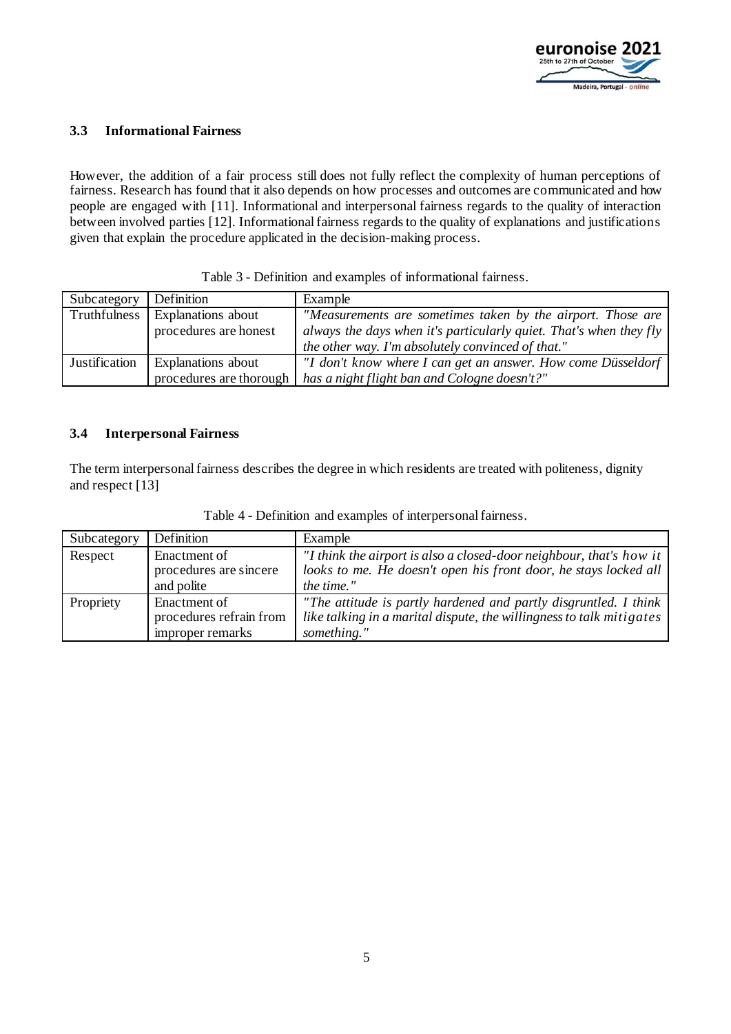### 3.3 Informational Fairness

However, the addition of a fair process still does not fully reflect the complexity of human perceptions of fairness. Research has found that it also depends on how processes and outcomes are communicated and how people are engaged with [11]. Informational and interpersonal fairness regards to the quality of interaction between involved parties [12]. Informational fairness regards to the quality of explanations and justifications given that explain the procedure applicated in the decision-making process.

Table 3 - Definition and examples of informational fairness.

| Subcategory | Definition | Example |
|---|---|---|
| Truthfulness | Explanations about procedures are honest | *"Measurements are sometimes taken by the airport. Those are always the days when it's particularly quiet. That's when they fly the other way. I'm absolutely convinced of that."* |
| Justification | Explanations about procedures are thorough | *"I don't know where I can get an answer. How come Düsseldorf has a night flight ban and Cologne doesn't?"* |

### 3.4 Interpersonal Fairness

The term interpersonal fairness describes the degree in which residents are treated with politeness, dignity and respect [13]

Table 4 - Definition and examples of interpersonal fairness.

| Subcategory | Definition | Example |
|---|---|---|
| Respect | Enactment of procedures are sincere and polite | *"I think the airport is also a closed-door neighbour, that's how it looks to me. He doesn't open his front door, he stays locked all the time."* |
| Propriety | Enactment of procedures refrain from improper remarks | *"The attitude is partly hardened and partly disgruntled. I think like talking in a marital dispute, the willingness to talk mitigates something."* |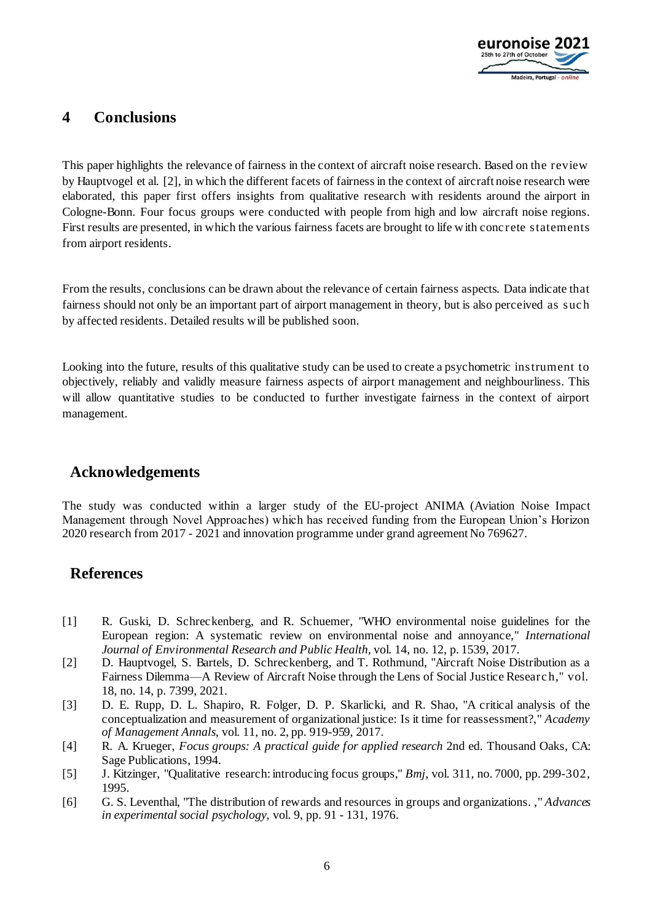## 4 Conclusions

This paper highlights the relevance of fairness in the context of aircraft noise research. Based on the review by Hauptvogel et al. [2], in which the different facets of fairness in the context of aircraft noise research were elaborated, this paper first offers insights from qualitative research with residents around the airport in Cologne-Bonn. Four focus groups were conducted with people from high and low aircraft noise regions. First results are presented, in which the various fairness facets are brought to life with concrete statements from airport residents.

From the results, conclusions can be drawn about the relevance of certain fairness aspects. Data indicate that fairness should not only be an important part of airport management in theory, but is also perceived as such by affected residents. Detailed results will be published soon.

Looking into the future, results of this qualitative study can be used to create a psychometric instrument to objectively, reliably and validly measure fairness aspects of airport management and neighbourliness. This will allow quantitative studies to be conducted to further investigate fairness in the context of airport management.

## Acknowledgements

The study was conducted within a larger study of the EU-project ANIMA (Aviation Noise Impact Management through Novel Approaches) which has received funding from the European Union's Horizon 2020 research from 2017 - 2021 and innovation programme under grand agreement No 769627.

## References

[1] R. Guski, D. Schreckenberg, and R. Schuemer, "WHO environmental noise guidelines for the European region: A systematic review on environmental noise and annoyance," *International Journal of Environmental Research and Public Health,* vol. 14, no. 12, p. 1539, 2017.

[2] D. Hauptvogel, S. Bartels, D. Schreckenberg, and T. Rothmund, "Aircraft Noise Distribution as a Fairness Dilemma—A Review of Aircraft Noise through the Lens of Social Justice Research," vol. 18, no. 14, p. 7399, 2021.

[3] D. E. Rupp, D. L. Shapiro, R. Folger, D. P. Skarlicki, and R. Shao, "A critical analysis of the conceptualization and measurement of organizational justice: Is it time for reassessment?," *Academy of Management Annals,* vol. 11, no. 2, pp. 919-959, 2017.

[4] R. A. Krueger, *Focus groups: A practical guide for applied research* 2nd ed. Thousand Oaks, CA: Sage Publications, 1994.

[5] J. Kitzinger, "Qualitative research: introducing focus groups," *Bmj,* vol. 311, no. 7000, pp. 299-302, 1995.

[6] G. S. Leventhal, "The distribution of rewards and resources in groups and organizations. ," *Advances in experimental social psychology,* vol. 9, pp. 91 - 131, 1976.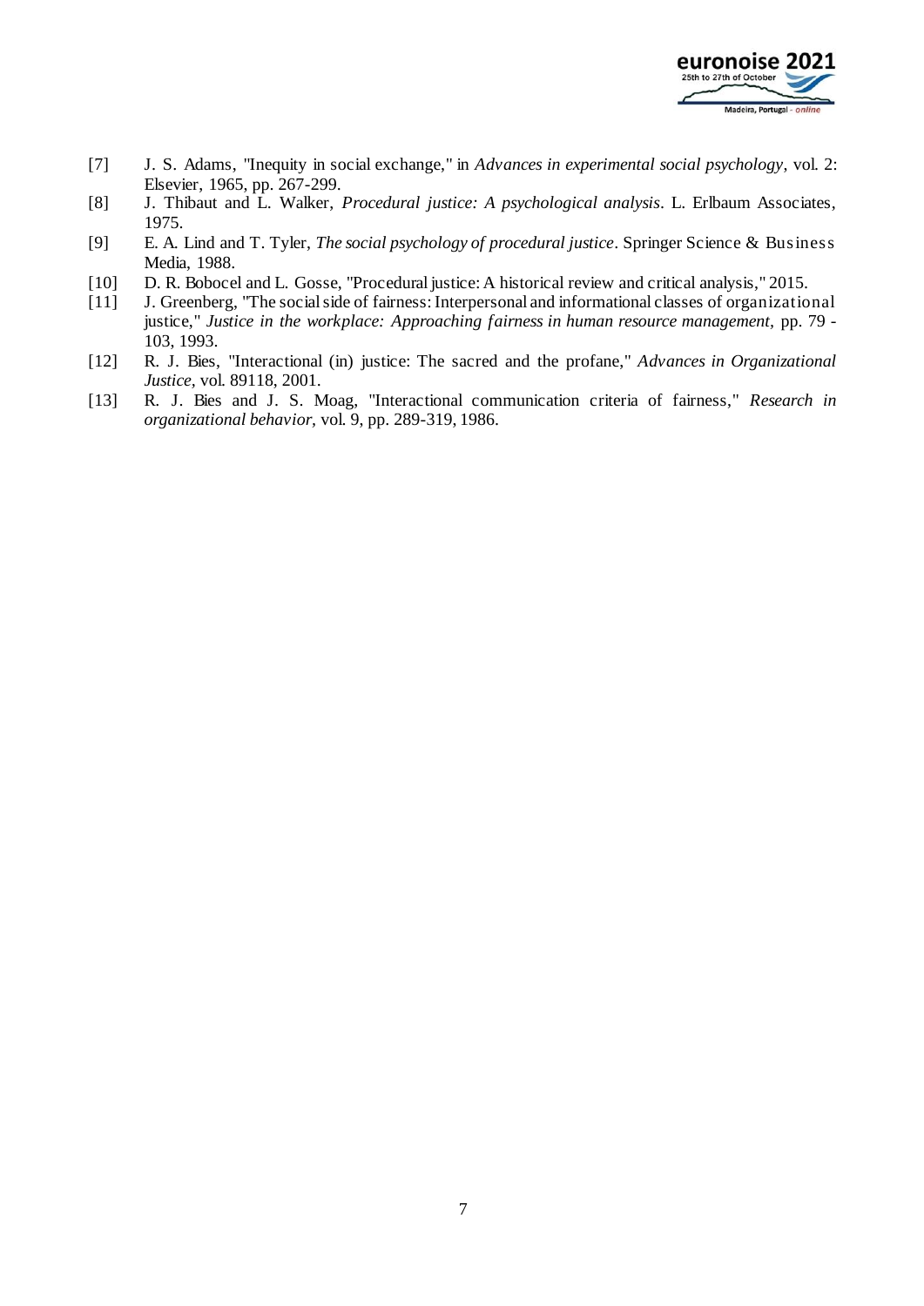[7] J. S. Adams, "Inequity in social exchange," in *Advances in experimental social psychology*, vol. 2: Elsevier, 1965, pp. 267-299.

[8] J. Thibaut and L. Walker, *Procedural justice: A psychological analysis*. L. Erlbaum Associates, 1975.

[9] E. A. Lind and T. Tyler, *The social psychology of procedural justice*. Springer Science & Business Media, 1988.

[10] D. R. Bobocel and L. Gosse, "Procedural justice: A historical review and critical analysis," 2015.

[11] J. Greenberg, "The social side of fairness: Interpersonal and informational classes of organizational justice," *Justice in the workplace: Approaching fairness in human resource management*, pp. 79 - 103, 1993.

[12] R. J. Bies, "Interactional (in) justice: The sacred and the profane," *Advances in Organizational Justice*, vol. 89118, 2001.

[13] R. J. Bies and J. S. Moag, "Interactional communication criteria of fairness," *Research in organizational behavior*, vol. 9, pp. 289-319, 1986.